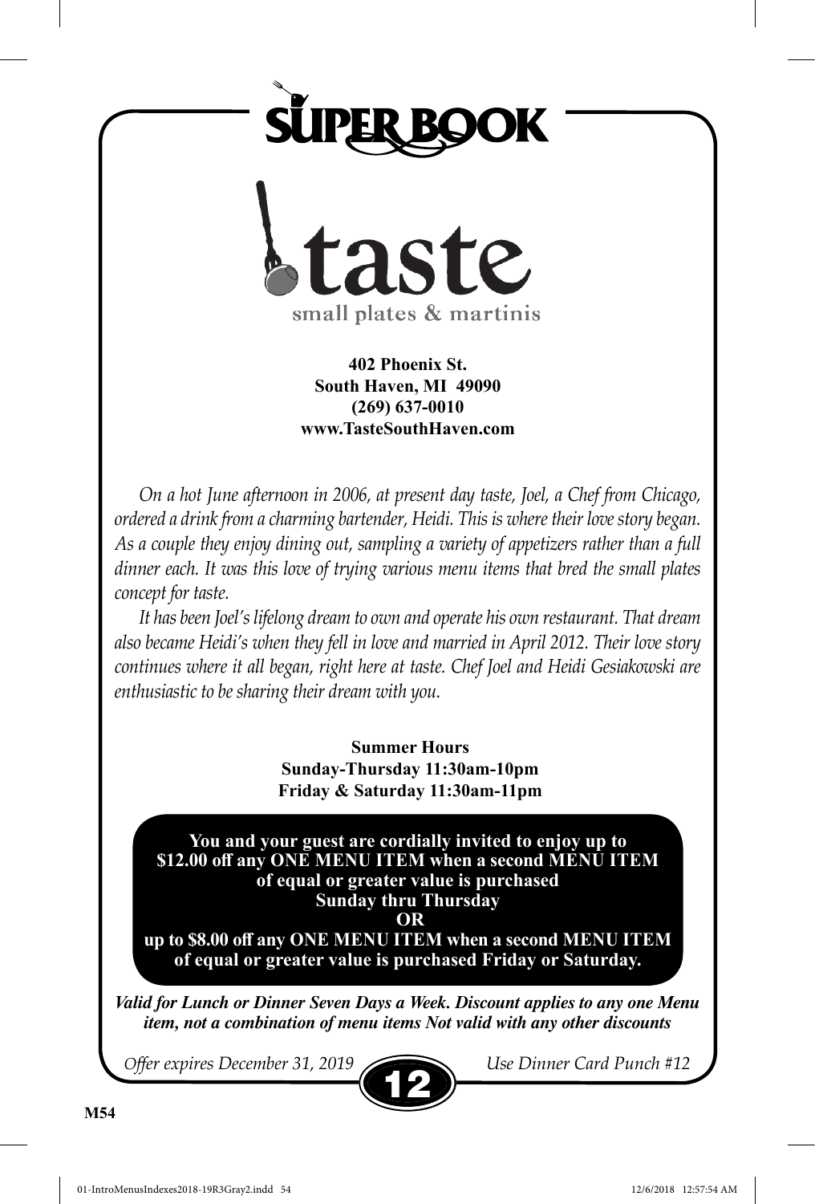# SUPER BOOK

# taste

small plates & martinis

**402 Phoenix St.**
**South Haven, MI 49090**
**(269) 637-0010**
**www.TasteSouthHaven.com**

*On a hot June afternoon in 2006, at present day taste, Joel, a Chef from Chicago, ordered a drink from a charming bartender, Heidi. This is where their love story began. As a couple they enjoy dining out, sampling a variety of appetizers rather than a full dinner each. It was this love of trying various menu items that bred the small plates concept for taste.*

*It has been Joel's lifelong dream to own and operate his own restaurant. That dream also became Heidi's when they fell in love and married in April 2012. Their love story continues where it all began, right here at taste. Chef Joel and Heidi Gesiakowski are enthusiastic to be sharing their dream with you.*

**Summer Hours**
**Sunday-Thursday 11:30am-10pm**
**Friday & Saturday 11:30am-11pm**

**You and your guest are cordially invited to enjoy up to $12.00 off any ONE MENU ITEM when a second MENU ITEM of equal or greater value is purchased Sunday thru Thursday**
**OR**
**up to $8.00 off any ONE MENU ITEM when a second MENU ITEM of equal or greater value is purchased Friday or Saturday.**

***Valid for Lunch or Dinner Seven Days a Week. Discount applies to any one Menu item, not a combination of menu items Not valid with any other discounts***

*Offer expires December 31, 2019* **12** *Use Dinner Card Punch #12*

**M54**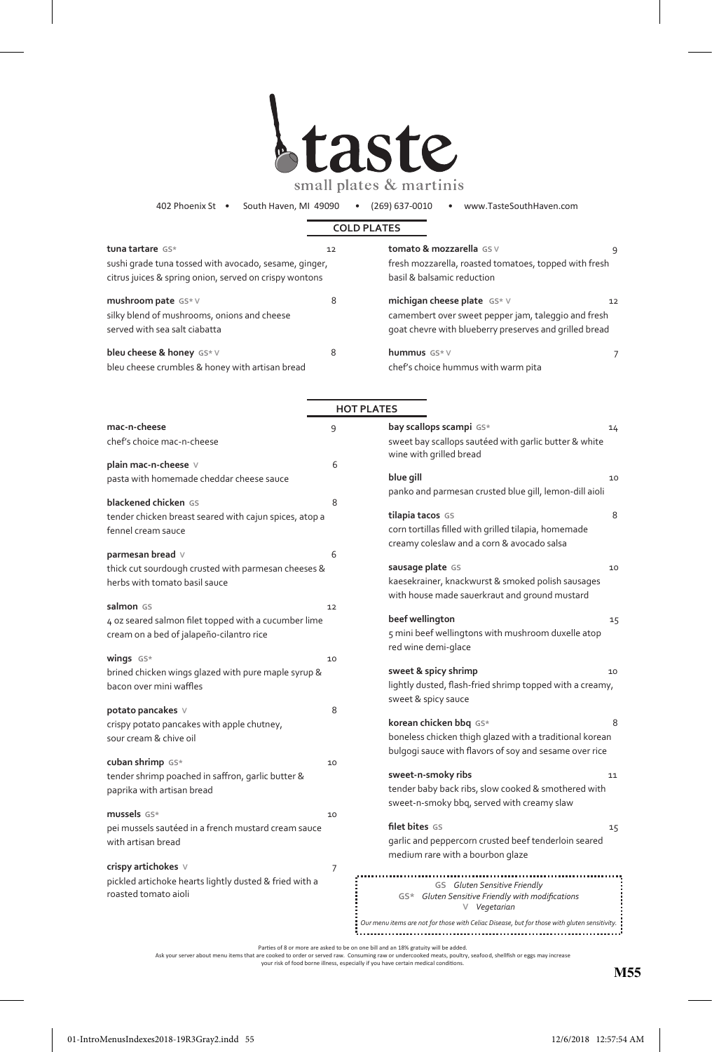# taste

small plates & martinis

402 Phoenix St • South Haven, MI 49090 • (269) 637-0010 • www.TasteSouthHaven.com

## COLD PLATES

**tuna tartare** GS* — 12
sushi grade tuna tossed with avocado, sesame, ginger, citrus juices & spring onion, served on crispy wontons

**mushroom pate** GS* V — 8
silky blend of mushrooms, onions and cheese served with sea salt ciabatta

**bleu cheese & honey** GS* V — 8
bleu cheese crumbles & honey with artisan bread

**tomato & mozzarella** GS V — 9
fresh mozzarella, roasted tomatoes, topped with fresh basil & balsamic reduction

**michigan cheese plate** GS* V — 12
camembert over sweet pepper jam, taleggio and fresh goat chevre with blueberry preserves and grilled bread

**hummus** GS* V — 7
chef's choice hummus with warm pita

## HOT PLATES

**mac-n-cheese** — 9
chef's choice mac-n-cheese

**plain mac-n-cheese** V — 6
pasta with homemade cheddar cheese sauce

**blackened chicken** GS — 8
tender chicken breast seared with cajun spices, atop a fennel cream sauce

**parmesan bread** V — 6
thick cut sourdough crusted with parmesan cheeses & herbs with tomato basil sauce

**salmon** GS — 12
4 oz seared salmon filet topped with a cucumber lime cream on a bed of jalapeño-cilantro rice

**wings** GS* — 10
brined chicken wings glazed with pure maple syrup & bacon over mini waffles

**potato pancakes** V — 8
crispy potato pancakes with apple chutney, sour cream & chive oil

**cuban shrimp** GS* — 10
tender shrimp poached in saffron, garlic butter & paprika with artisan bread

**mussels** GS* — 10
pei mussels sautéed in a french mustard cream sauce with artisan bread

**crispy artichokes** V — 7
pickled artichoke hearts lightly dusted & fried with a roasted tomato aioli

**bay scallops scampi** GS* — 14
sweet bay scallops sautéed with garlic butter & white wine with grilled bread

**blue gill** — 10
panko and parmesan crusted blue gill, lemon-dill aioli

**tilapia tacos** GS — 8
corn tortillas filled with grilled tilapia, homemade creamy coleslaw and a corn & avocado salsa

**sausage plate** GS — 10
kaesekrainer, knackwurst & smoked polish sausages with house made sauerkraut and ground mustard

**beef wellington** — 15
5 mini beef wellingtons with mushroom duxelle atop red wine demi-glace

**sweet & spicy shrimp** — 10
lightly dusted, flash-fried shrimp topped with a creamy, sweet & spicy sauce

**korean chicken bbq** GS* — 8
boneless chicken thigh glazed with a traditional korean bulgogi sauce with flavors of soy and sesame over rice

**sweet-n-smoky ribs** — 11
tender baby back ribs, slow cooked & smothered with sweet-n-smoky bbq, served with creamy slaw

**filet bites** GS — 15
garlic and peppercorn crusted beef tenderloin seared medium rare with a bourbon glaze

GS *Gluten Sensitive Friendly*
GS* *Gluten Sensitive Friendly with modifications*
V *Vegetarian*

*Our menu items are not for those with Celiac Disease, but for those with gluten sensitivity.*

Parties of 8 or more are asked to be on one bill and an 18% gratuity will be added.
Ask your server about menu items that are cooked to order or served raw. Consuming raw or undercooked meats, poultry, seafood, shellfish or eggs may increase your risk of food borne illness, especially if you have certain medical conditions.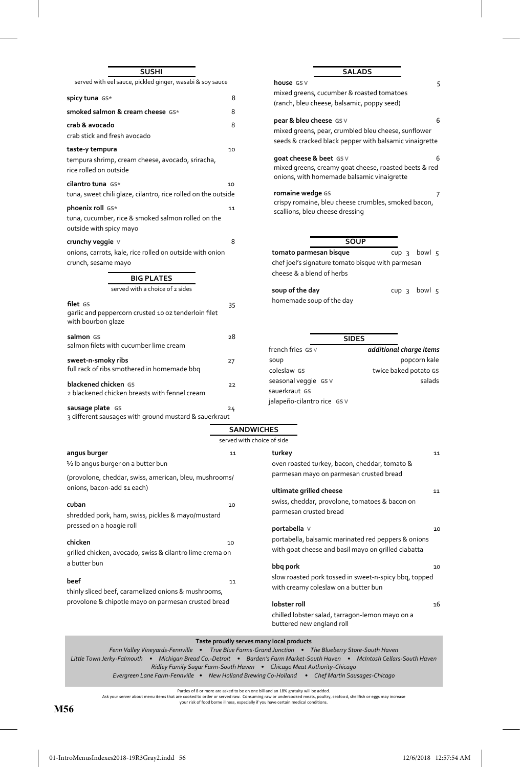## SUSHI

served with eel sauce, pickled ginger, wasabi & soy sauce

**spicy tuna** GS* 8

**smoked salmon & cream cheese** GS* 8

**crab & avocado** 8
crab stick and fresh avocado

**taste-y tempura** 10
tempura shrimp, cream cheese, avocado, sriracha, rice rolled on outside

**cilantro tuna** GS* 10
tuna, sweet chili glaze, cilantro, rice rolled on the outside

**phoenix roll** GS* 11
tuna, cucumber, rice & smoked salmon rolled on the outside with spicy mayo

**crunchy veggie** V 8
onions, carrots, kale, rice rolled on outside with onion crunch, sesame mayo

## BIG PLATES

served with a choice of 2 sides

**filet** GS 35
garlic and peppercorn crusted 10 oz tenderloin filet with bourbon glaze

**salmon** GS 28
salmon filets with cucumber lime cream

**sweet-n-smoky ribs** 27
full rack of ribs smothered in homemade bbq

**blackened chicken** GS 22
2 blackened chicken breasts with fennel cream

**sausage plate** GS 24
3 different sausages with ground mustard & sauerkraut

## SALADS

**house** GS V 5
mixed greens, cucumber & roasted tomatoes
(ranch, bleu cheese, balsamic, poppy seed)

**pear & bleu cheese** GS V 6
mixed greens, pear, crumbled bleu cheese, sunflower seeds & cracked black pepper with balsamic vinaigrette

**goat cheese & beet** GS V 6
mixed greens, creamy goat cheese, roasted beets & red onions, with homemade balsamic vinaigrette

**romaine wedge** GS 7
crispy romaine, bleu cheese crumbles, smoked bacon, scallions, bleu cheese dressing

## SOUP

**tomato parmesan bisque** cup 3 bowl 5
chef joel's signature tomato bisque with parmesan cheese & a blend of herbs

**soup of the day** cup 3 bowl 5
homemade soup of the day

## SIDES

french fries GS V
soup
coleslaw GS
seasonal veggie GS V
sauerkraut GS
jalapeño-cilantro rice GS V

***additional charge items***
popcorn kale
twice baked potato GS
salads

## SANDWICHES

served with choice of side

**angus burger** 11
½ lb angus burger on a butter bun

(provolone, cheddar, swiss, american, bleu, mushrooms/ onions, bacon-add $1 each)

**cuban** 10
shredded pork, ham, swiss, pickles & mayo/mustard pressed on a hoagie roll

**chicken** 10
grilled chicken, avocado, swiss & cilantro lime crema on a butter bun

**beef** 11
thinly sliced beef, caramelized onions & mushrooms, provolone & chipotle mayo on parmesan crusted bread

**turkey** 11
oven roasted turkey, bacon, cheddar, tomato & parmesan mayo on parmesan crusted bread

**ultimate grilled cheese** 11
swiss, cheddar, provolone, tomatoes & bacon on parmesan crusted bread

**portabella** V 10
portabella, balsamic marinated red peppers & onions with goat cheese and basil mayo on grilled ciabatta

**bbq pork** 10
slow roasted pork tossed in sweet-n-spicy bbq, topped with creamy coleslaw on a butter bun

**lobster roll** 16
chilled lobster salad, tarragon-lemon mayo on a buttered new england roll

**Taste proudly serves many local products**

*Fenn Valley Vineyards-Fennville • True Blue Farms-Grand Junction • The Blueberry Store-South Haven*
*Little Town Jerky-Falmouth • Michigan Bread Co.-Detroit • Barden's Farm Market-South Haven • McIntosh Cellars-South Haven*
*Ridley Family Sugar Farm-South Haven • Chicago Meat Authority-Chicago*
*Evergreen Lane Farm-Fennville • New Holland Brewing Co-Holland • Chef Martin Sausages-Chicago*

Parties of 8 or more are asked to be on one bill and an 18% gratuity will be added.
Ask your server about menu items that are cooked to order or served raw. Consuming raw or undercooked meats, poultry, seafood, shellfish or eggs may increase your risk of food borne illness, especially if you have certain medical conditions.